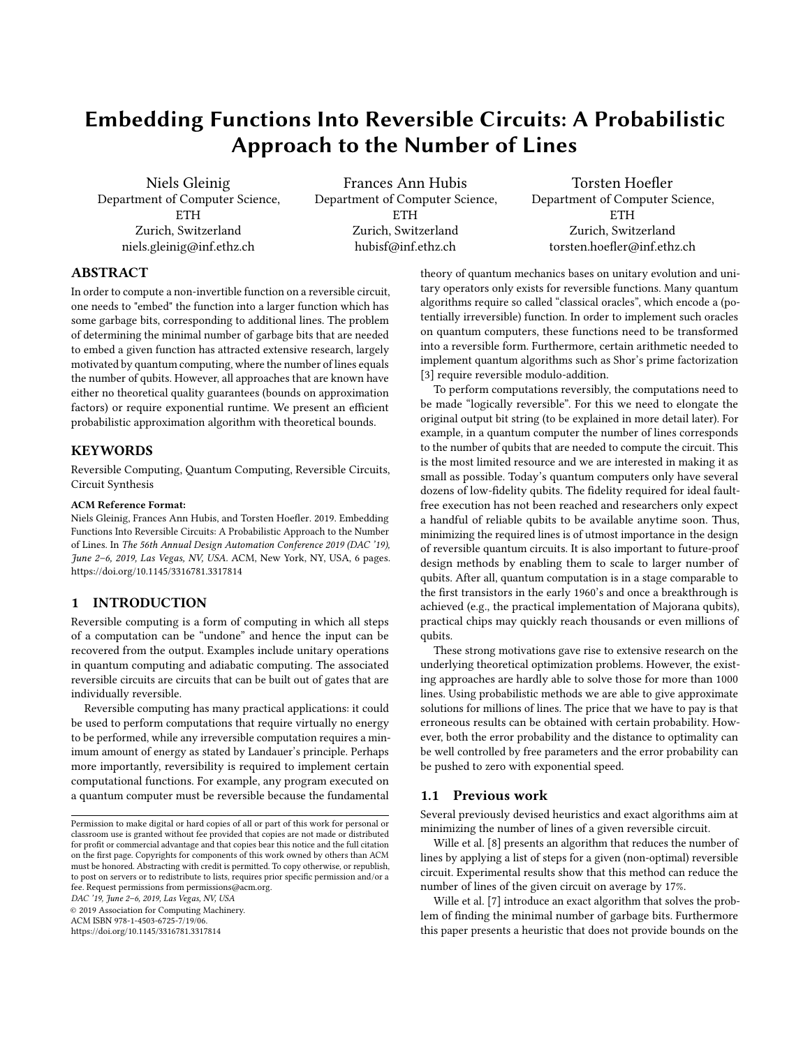# Embedding Functions Into Reversible Circuits: A Probabilistic Approach to the Number of Lines

Niels Gleinig
Department of Computer Science, ETH
Zurich, Switzerland
niels.gleinig@inf.ethz.ch

Frances Ann Hubis
Department of Computer Science, ETH
Zurich, Switzerland
hubisf@inf.ethz.ch

Torsten Hoefler
Department of Computer Science, ETH
Zurich, Switzerland
torsten.hoefler@inf.ethz.ch

## ABSTRACT

In order to compute a non-invertible function on a reversible circuit, one needs to "embed" the function into a larger function which has some garbage bits, corresponding to additional lines. The problem of determining the minimal number of garbage bits that are needed to embed a given function has attracted extensive research, largely motivated by quantum computing, where the number of lines equals the number of qubits. However, all approaches that are known have either no theoretical quality guarantees (bounds on approximation factors) or require exponential runtime. We present an efficient probabilistic approximation algorithm with theoretical bounds.

## KEYWORDS

Reversible Computing, Quantum Computing, Reversible Circuits, Circuit Synthesis

**ACM Reference Format:**
Niels Gleinig, Frances Ann Hubis, and Torsten Hoefler. 2019. Embedding Functions Into Reversible Circuits: A Probabilistic Approach to the Number of Lines. In *The 56th Annual Design Automation Conference 2019 (DAC '19), June 2–6, 2019, Las Vegas, NV, USA.* ACM, New York, NY, USA, 6 pages. https://doi.org/10.1145/3316781.3317814

## 1 INTRODUCTION

Reversible computing is a form of computing in which all steps of a computation can be "undone" and hence the input can be recovered from the output. Examples include unitary operations in quantum computing and adiabatic computing. The associated reversible circuits are circuits that can be built out of gates that are individually reversible.

Reversible computing has many practical applications: it could be used to perform computations that require virtually no energy to be performed, while any irreversible computation requires a minimum amount of energy as stated by Landauer's principle. Perhaps more importantly, reversibility is required to implement certain computational functions. For example, any program executed on a quantum computer must be reversible because the fundamental theory of quantum mechanics bases on unitary evolution and unitary operators only exists for reversible functions. Many quantum algorithms require so called "classical oracles", which encode a (potentially irreversible) function. In order to implement such oracles on quantum computers, these functions need to be transformed into a reversible form. Furthermore, certain arithmetic needed to implement quantum algorithms such as Shor's prime factorization [3] require reversible modulo-addition.

To perform computations reversibly, the computations need to be made "logically reversible". For this we need to elongate the original output bit string (to be explained in more detail later). For example, in a quantum computer the number of lines corresponds to the number of qubits that are needed to compute the circuit. This is the most limited resource and we are interested in making it as small as possible. Today's quantum computers only have several dozens of low-fidelity qubits. The fidelity required for ideal fault-free execution has not been reached and researchers only expect a handful of reliable qubits to be available anytime soon. Thus, minimizing the required lines is of utmost importance in the design of reversible quantum circuits. It is also important to future-proof design methods by enabling them to scale to larger number of qubits. After all, quantum computation is in a stage comparable to the first transistors in the early 1960's and once a breakthrough is achieved (e.g., the practical implementation of Majorana qubits), practical chips may quickly reach thousands or even millions of qubits.

These strong motivations gave rise to extensive research on the underlying theoretical optimization problems. However, the existing approaches are hardly able to solve those for more than 1000 lines. Using probabilistic methods we are able to give approximate solutions for millions of lines. The price that we have to pay is that erroneous results can be obtained with certain probability. However, both the error probability and the distance to optimality can be well controlled by free parameters and the error probability can be pushed to zero with exponential speed.

### 1.1 Previous work

Several previously devised heuristics and exact algorithms aim at minimizing the number of lines of a given reversible circuit.

Wille et al. [8] presents an algorithm that reduces the number of lines by applying a list of steps for a given (non-optimal) reversible circuit. Experimental results show that this method can reduce the number of lines of the given circuit on average by 17%.

Wille et al. [7] introduce an exact algorithm that solves the problem of finding the minimal number of garbage bits. Furthermore this paper presents a heuristic that does not provide bounds on the

Permission to make digital or hard copies of all or part of this work for personal or classroom use is granted without fee provided that copies are not made or distributed for profit or commercial advantage and that copies bear this notice and the full citation on the first page. Copyrights for components of this work owned by others than ACM must be honored. Abstracting with credit is permitted. To copy otherwise, or republish, to post on servers or to redistribute to lists, requires prior specific permission and/or a fee. Request permissions from permissions@acm.org.
*DAC '19, June 2–6, 2019, Las Vegas, NV, USA*
© 2019 Association for Computing Machinery.
ACM ISBN 978-1-4503-6725-7/19/06.
https://doi.org/10.1145/3316781.3317814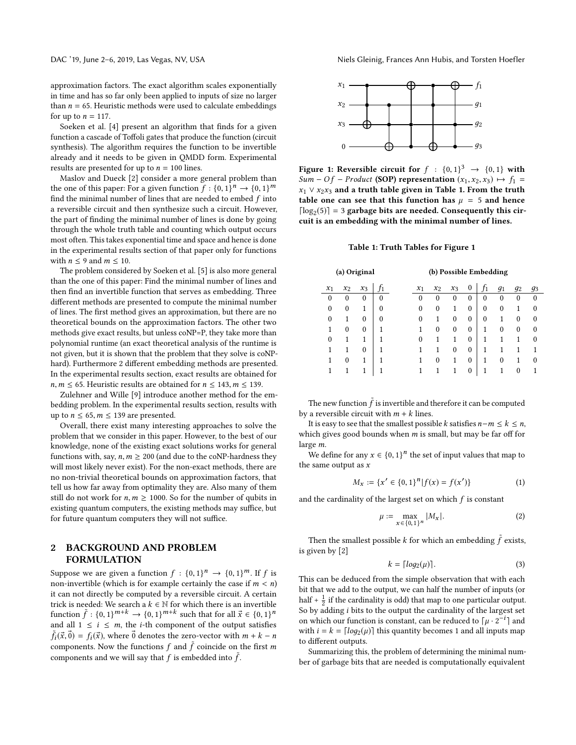approximation factors. The exact algorithm scales exponentially in time and has so far only been applied to inputs of size no larger than $n = 65$. Heuristic methods were used to calculate embeddings for up to $n = 117$.

Soeken et al. [4] present an algorithm that finds for a given function a cascade of Toffoli gates that produce the function (circuit synthesis). The algorithm requires the function to be invertible already and it needs to be given in QMDD form. Experimental results are presented for up to $n = 100$ lines.

Maslov and Dueck [2] consider a more general problem than the one of this paper: For a given function $f : \{0,1\}^n \to \{0,1\}^m$ find the minimal number of lines that are needed to embed $f$ into a reversible circuit and then synthesize such a circuit. However, the part of finding the minimal number of lines is done by going through the whole truth table and counting which output occurs most often. This takes exponential time and space and hence is done in the experimental results section of that paper only for functions with $n \le 9$ and $m \le 10$.

The problem considered by Soeken et al. [5] is also more general than the one of this paper: Find the minimal number of lines and then find an invertible function that serves as embedding. Three different methods are presented to compute the minimal number of lines. The first method gives an approximation, but there are no theoretical bounds on the approximation factors. The other two methods give exact results, but unless coNP=P, they take more than polynomial runtime (an exact theoretical analysis of the runtime is not given, but it is shown that the problem that they solve is coNP-hard). Furthermore 2 different embedding methods are presented. In the experimental results section, exact results are obtained for $n, m \le 65$. Heuristic results are obtained for $n \le 143, m \le 139$.

Zulehner and Wille [9] introduce another method for the embedding problem. In the experimental results section, results with up to $n \le 65, m \le 139$ are presented.

Overall, there exist many interesting approaches to solve the problem that we consider in this paper. However, to the best of our knowledge, none of the existing exact solutions works for general functions with, say, $n, m \ge 200$ (and due to the coNP-hardness they will most likely never exist). For the non-exact methods, there are no non-trivial theoretical bounds on approximation factors, that tell us how far away from optimality they are. Also many of them still do not work for $n, m \ge 1000$. So for the number of qubits in existing quantum computers, the existing methods may suffice, but for future quantum computers they will not suffice.

## 2 BACKGROUND AND PROBLEM FORMULATION

Suppose we are given a function $f : \{0,1\}^n \to \{0,1\}^m$. If $f$ is non-invertible (which is for example certainly the case if $m < n$) it can not directly be computed by a reversible circuit. A certain trick is needed: We search a $k \in \mathbb{N}$ for which there is an invertible function $\tilde{f} : \{0,1\}^{m+k} \to \{0,1\}^{m+k}$ such that for all $\vec{x} \in \{0,1\}^n$ and all $1 \le i \le m$, the $i$-th component of the output satisfies $\tilde{f}_i(\vec{x}, \vec{0}) = f_i(\vec{x})$, where $\vec{0}$ denotes the zero-vector with $m + k - n$ components. Now the functions $f$ and $\tilde{f}$ coincide on the first $m$ components and we will say that $f$ is embedded into $\tilde{f}$.

**Figure 1: Reversible circuit for $f : \{0,1\}^3 \to \{0,1\}$ with $Sum - Of - Product$ (SOP) representation $(x_1, x_2, x_3) \mapsto f_1 = x_1 \lor x_2 x_3$ and a truth table given in Table 1. From the truth table one can see that this function has $\mu = 5$ and hence $\lceil \log_2(5) \rceil = 3$ garbage bits are needed. Consequently this circuit is an embedding with the minimal number of lines.**

**Table 1: Truth Tables for Figure 1**

**(a) Original**

| $x_1$ | $x_2$ | $x_3$ | $f_1$ |
|---|---|---|---|
| 0 | 0 | 0 | 0 |
| 0 | 0 | 1 | 0 |
| 0 | 1 | 0 | 0 |
| 1 | 0 | 0 | 1 |
| 0 | 1 | 1 | 1 |
| 1 | 1 | 0 | 1 |
| 1 | 0 | 1 | 1 |
| 1 | 1 | 1 | 1 |

**(b) Possible Embedding**

| $x_1$ | $x_2$ | $x_3$ | 0 | $f_1$ | $g_1$ | $g_2$ | $g_3$ |
|---|---|---|---|---|---|---|---|
| 0 | 0 | 0 | 0 | 0 | 0 | 0 | 0 |
| 0 | 0 | 1 | 0 | 0 | 0 | 1 | 0 |
| 0 | 1 | 0 | 0 | 0 | 1 | 0 | 0 |
| 1 | 0 | 0 | 0 | 1 | 0 | 0 | 0 |
| 0 | 1 | 1 | 0 | 1 | 1 | 1 | 0 |
| 1 | 1 | 0 | 0 | 1 | 1 | 1 | 1 |
| 1 | 0 | 1 | 0 | 1 | 0 | 1 | 0 |
| 1 | 1 | 1 | 0 | 1 | 1 | 0 | 1 |

The new function $\tilde{f}$ is invertible and therefore it can be computed by a reversible circuit with $m + k$ lines.

It is easy to see that the smallest possible $k$ satisfies $n - m \le k \le n$, which gives good bounds when $m$ is small, but may be far off for large $m$.

We define for any $x \in \{0,1\}^n$ the set of input values that map to the same output as $x$

$$M_x := \{x' \in \{0,1\}^n | f(x) = f(x')\} \tag{1}$$

and the cardinality of the largest set on which $f$ is constant

$$\mu := \max_{x \in \{0,1\}^n} |M_x|. \tag{2}$$

Then the smallest possible $k$ for which an embedding $\tilde{f}$ exists, is given by [2]

$$k = \lceil log_2(\mu) \rceil. \tag{3}$$

This can be deduced from the simple observation that with each bit that we add to the output, we can half the number of inputs (or half + $\frac{1}{2}$ if the cardinality is odd) that map to one particular output. So by adding $i$ bits to the output the cardinality of the largest set on which our function is constant, can be reduced to $\lceil \mu \cdot 2^{-i} \rceil$ and with $i = k = \lceil log_2(\mu) \rceil$ this quantity becomes 1 and all inputs map to different outputs.

Summarizing this, the problem of determining the minimal number of garbage bits that are needed is computationally equivalent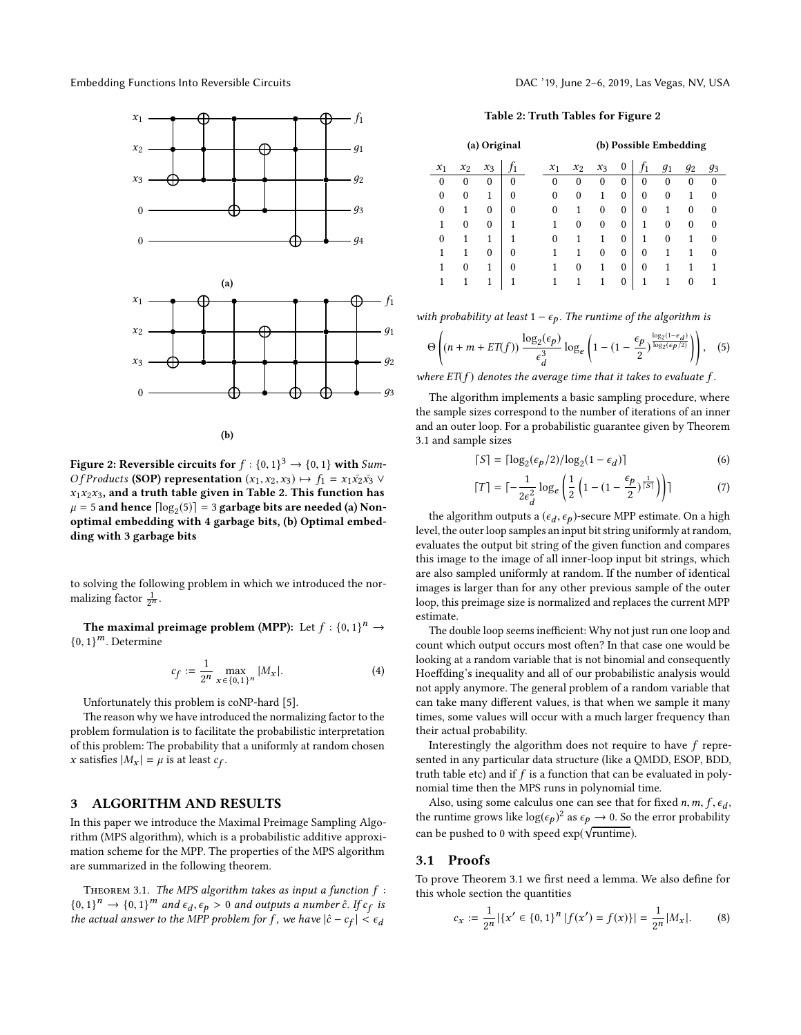Figure 2: Reversible circuits for $f : \{0,1\}^3 \to \{0,1\}$ with *Sum-Of Products* (SOP) representation $(x_1, x_2, x_3) \mapsto f_1 = x_1\bar{x_2}\bar{x_3} \vee x_1x_2x_3$, and a truth table given in Table 2. This function has $\mu = 5$ and hence $\lceil \log_2(5) \rceil = 3$ garbage bits are needed (a) Non-optimal embedding with 4 garbage bits, (b) Optimal embedding with 3 garbage bits

to solving the following problem in which we introduced the normalizing factor $\frac{1}{2^n}$.

**The maximal preimage problem (MPP):** Let $f : \{0,1\}^n \to \{0,1\}^m$. Determine

$$c_f := \frac{1}{2^n} \max_{x \in \{0,1\}^n} |M_x|. \tag{4}$$

Unfortunately this problem is coNP-hard [5].

The reason why we have introduced the normalizing factor to the problem formulation is to facilitate the probabilistic interpretation of this problem: The probability that a uniformly at random chosen $x$ satisfies $|M_x| = \mu$ is at least $c_f$.

## 3 ALGORITHM AND RESULTS

In this paper we introduce the Maximal Preimage Sampling Algorithm (MPS algorithm), which is a probabilistic additive approximation scheme for the MPP. The properties of the MPS algorithm are summarized in the following theorem.

THEOREM 3.1. *The MPS algorithm takes as input a function $f : \{0,1\}^n \to \{0,1\}^m$ and $\epsilon_d, \epsilon_p > 0$ and outputs a number $\hat{c}$. If $c_f$ is the actual answer to the MPP problem for $f$, we have $|\hat{c} - c_f| < \epsilon_d$ with probability at least $1 - \epsilon_p$. The runtime of the algorithm is*

$$\Theta\left((n + m + ET(f)) \frac{\log_2(\epsilon_p)}{\epsilon_d^3} \log_e\left(1 - (1 - \frac{\epsilon_p}{2})^{\frac{\log_2(1-\epsilon_d)}{\log_2(\epsilon_p/2)}}\right)\right), \tag{5}$$

*where $ET(f)$ denotes the average time that it takes to evaluate $f$.*

Table 2: Truth Tables for Figure 2

(a) Original

| $x_1$ | $x_2$ | $x_3$ | $f_1$ |
|---|---|---|---|
| 0 | 0 | 0 | 0 |
| 0 | 0 | 1 | 0 |
| 0 | 1 | 0 | 0 |
| 1 | 0 | 0 | 1 |
| 0 | 1 | 1 | 1 |
| 1 | 1 | 0 | 0 |
| 1 | 0 | 1 | 0 |
| 1 | 1 | 1 | 1 |

(b) Possible Embedding

| $x_1$ | $x_2$ | $x_3$ | 0 | $f_1$ | $g_1$ | $g_2$ | $g_3$ |
|---|---|---|---|---|---|---|---|
| 0 | 0 | 0 | 0 | 0 | 0 | 0 | 0 |
| 0 | 0 | 1 | 0 | 0 | 0 | 1 | 0 |
| 0 | 1 | 0 | 0 | 0 | 1 | 0 | 0 |
| 1 | 0 | 0 | 0 | 1 | 0 | 0 | 0 |
| 0 | 1 | 1 | 0 | 1 | 0 | 1 | 0 |
| 1 | 1 | 0 | 0 | 0 | 1 | 1 | 0 |
| 1 | 0 | 1 | 0 | 0 | 1 | 1 | 1 |
| 1 | 1 | 1 | 0 | 1 | 1 | 0 | 1 |

The algorithm implements a basic sampling procedure, where the sample sizes correspond to the number of iterations of an inner and an outer loop. For a probabilistic guarantee given by Theorem 3.1 and sample sizes

$$\lceil S \rceil = \lceil \log_2(\epsilon_p/2)/\log_2(1 - \epsilon_d) \rceil \tag{6}$$

$$\lceil T \rceil = \lceil -\frac{1}{2\epsilon_d^2} \log_e\left(\frac{1}{2}\left(1 - (1 - \frac{\epsilon_p}{2})^{\frac{1}{\lceil S \rceil}}\right)\right)\rceil \tag{7}$$

the algorithm outputs a $(\epsilon_d, \epsilon_p)$-secure MPP estimate. On a high level, the outer loop samples an input bit string uniformly at random, evaluates the output bit string of the given function and compares this image to the image of all inner-loop input bit strings, which are also sampled uniformly at random. If the number of identical images is larger than for any other previous sample of the outer loop, this preimage size is normalized and replaces the current MPP estimate.

The double loop seems inefficient: Why not just run one loop and count which output occurs most often? In that case one would be looking at a random variable that is not binomial and consequently Hoeffding's inequality and all of our probabilistic analysis would not apply anymore. The general problem of a random variable that can take many different values, is that when we sample it many times, some values will occur with a much larger frequency than their actual probability.

Interestingly the algorithm does not require to have $f$ represented in any particular data structure (like a QMDD, ESOP, BDD, truth table etc) and if $f$ is a function that can be evaluated in polynomial time then the MPS runs in polynomial time.

Also, using some calculus one can see that for fixed $n, m, f, \epsilon_d$, the runtime grows like $\log(\epsilon_p)^2$ as $\epsilon_p \to 0$. So the error probability can be pushed to 0 with speed $\exp(\sqrt{\text{runtime}})$.

### 3.1 Proofs

To prove Theorem 3.1 we first need a lemma. We also define for this whole section the quantities

$$c_x := \frac{1}{2^n}|\{x' \in \{0,1\}^n \,|\, f(x') = f(x)\}| = \frac{1}{2^n}|M_x|. \tag{8}$$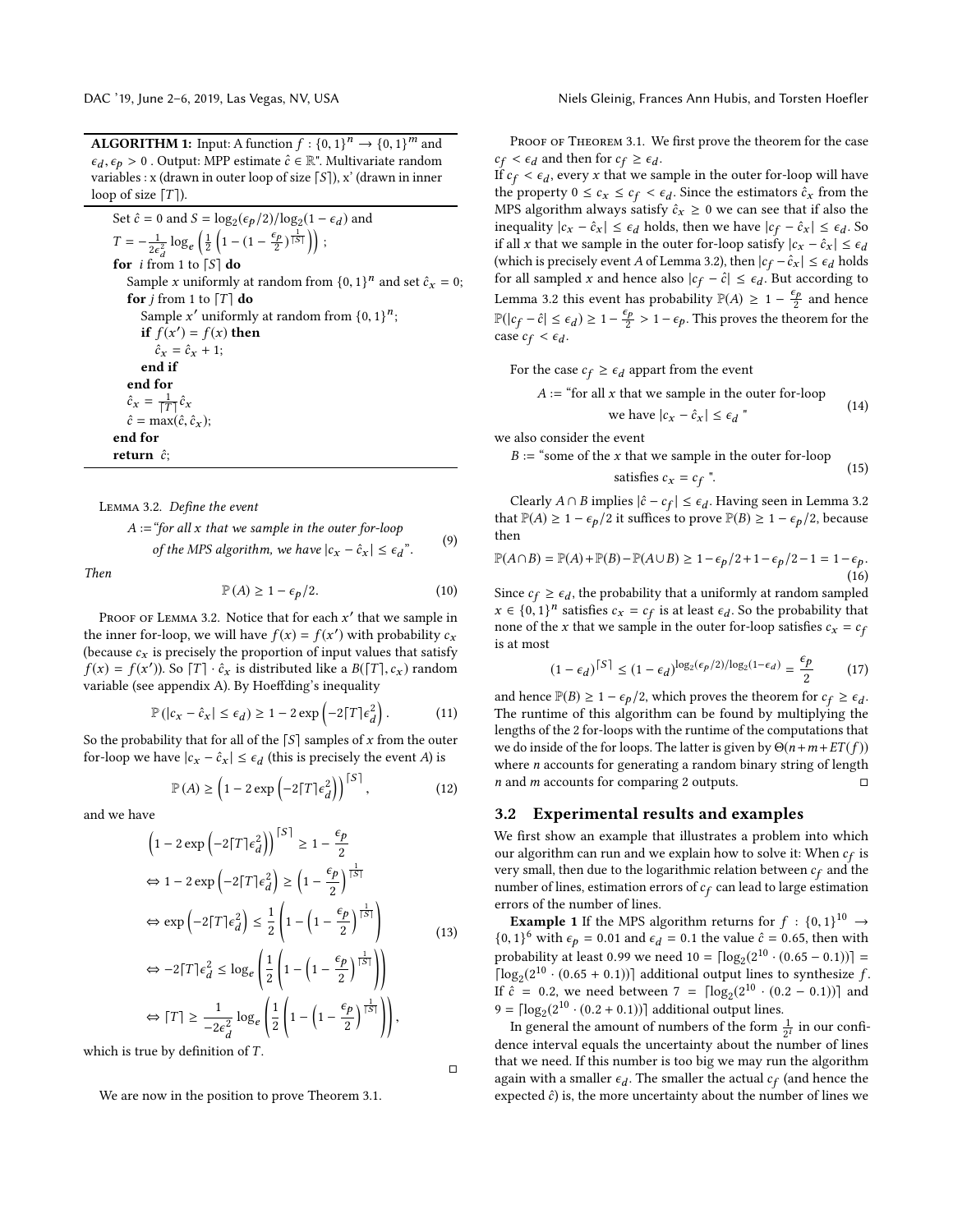**ALGORITHM 1:** Input: A function $f : \{0,1\}^n \to \{0,1\}^m$ and $\epsilon_d, \epsilon_p > 0$ . Output: MPP estimate $\hat{c} \in \mathbb{R}$". Multivariate random variables : x (drawn in outer loop of size $\lceil S \rceil$), x' (drawn in inner loop of size $\lceil T \rceil$).

```
Set ĉ = 0 and S = log_2(ε_p/2)/log_2(1 − ε_d) and
T = −(1/(2ε_d^2)) log_e( (1/2)(1 − (1 − ε_p/2)^(1/⌈S⌉)) );
for i from 1 to ⌈S⌉ do
    Sample x uniformly at random from {0,1}^n and set ĉ_x = 0;
    for j from 1 to ⌈T⌉ do
        Sample x′ uniformly at random from {0,1}^n;
        if f(x′) = f(x) then
            ĉ_x = ĉ_x + 1;
        end if
    end for
    ĉ_x = (1/⌈T⌉) ĉ_x
    ĉ = max(ĉ, ĉ_x);
end for
return ĉ;
```

Lemma 3.2. *Define the event*

$$A := \text{“for all } x \text{ that we sample in the outer for-loop of the MPS algorithm, we have } |c_x - \hat{c}_x| \le \epsilon_d\text{”.} \tag{9}$$

*Then*

$$\mathbb{P}(A) \ge 1 - \epsilon_p/2. \tag{10}$$

Proof of Lemma 3.2. Notice that for each $x'$ that we sample in the inner for-loop, we will have $f(x) = f(x')$ with probability $c_x$ (because $c_x$ is precisely the proportion of input values that satisfy $f(x) = f(x')$). So $\lceil T \rceil \cdot \hat{c}_x$ is distributed like a $B(\lceil T \rceil, c_x)$ random variable (see appendix A). By Hoeffding's inequality

$$\mathbb{P}(|c_x - \hat{c}_x| \le \epsilon_d) \ge 1 - 2\exp\left(-2\lceil T \rceil \epsilon_d^2\right). \tag{11}$$

So the probability that for all of the $\lceil S \rceil$ samples of $x$ from the outer for-loop we have $|c_x - \hat{c}_x| \le \epsilon_d$ (this is precisely the event $A$) is

$$\mathbb{P}(A) \ge \left(1 - 2\exp\left(-2\lceil T \rceil \epsilon_d^2\right)\right)^{\lceil S \rceil}, \tag{12}$$

and we have

$$\begin{aligned}
&\left(1 - 2\exp\left(-2\lceil T \rceil \epsilon_d^2\right)\right)^{\lceil S \rceil} \ge 1 - \frac{\epsilon_p}{2} \\
\Leftrightarrow\ & 1 - 2\exp\left(-2\lceil T \rceil \epsilon_d^2\right) \ge \left(1 - \frac{\epsilon_p}{2}\right)^{\frac{1}{\lceil S \rceil}} \\
\Leftrightarrow\ & \exp\left(-2\lceil T \rceil \epsilon_d^2\right) \le \frac{1}{2}\left(1 - \left(1 - \frac{\epsilon_p}{2}\right)^{\frac{1}{\lceil S \rceil}}\right) \\
\Leftrightarrow\ & -2\lceil T \rceil \epsilon_d^2 \le \log_e\left(\frac{1}{2}\left(1 - \left(1 - \frac{\epsilon_p}{2}\right)^{\frac{1}{\lceil S \rceil}}\right)\right) \\
\Leftrightarrow\ & \lceil T \rceil \ge \frac{1}{-2\epsilon_d^2}\log_e\left(\frac{1}{2}\left(1 - \left(1 - \frac{\epsilon_p}{2}\right)^{\frac{1}{\lceil S \rceil}}\right)\right),
\end{aligned} \tag{13}$$

which is true by definition of $T$. □

We are now in the position to prove Theorem 3.1.

Proof of Theorem 3.1. We first prove the theorem for the case $c_f < \epsilon_d$ and then for $c_f \ge \epsilon_d$.
If $c_f < \epsilon_d$, every $x$ that we sample in the outer for-loop will have the property $0 \le c_x \le c_f < \epsilon_d$. Since the estimators $\hat{c}_x$ from the MPS algorithm always satisfy $\hat{c}_x \ge 0$ we can see that if also the inequality $|c_x - \hat{c}_x| \le \epsilon_d$ holds, then we have $|c_f - \hat{c}_x| \le \epsilon_d$. So if all $x$ that we sample in the outer for-loop satisfy $|c_x - \hat{c}_x| \le \epsilon_d$ (which is precisely event $A$ of Lemma 3.2), then $|c_f - \hat{c}_x| \le \epsilon_d$ holds for all sampled $x$ and hence also $|c_f - \hat{c}| \le \epsilon_d$. But according to Lemma 3.2 this event has probability $\mathbb{P}(A) \ge 1 - \frac{\epsilon_p}{2}$ and hence $\mathbb{P}(|c_f - \hat{c}| \le \epsilon_d) \ge 1 - \frac{\epsilon_p}{2} > 1 - \epsilon_p$. This proves the theorem for the case $c_f < \epsilon_d$.

For the case $c_f \ge \epsilon_d$ appart from the event

$$A := \text{“for all } x \text{ that we sample in the outer for-loop we have } |c_x - \hat{c}_x| \le \epsilon_d\text{ ”} \tag{14}$$

we also consider the event

$$B := \text{“some of the } x \text{ that we sample in the outer for-loop satisfies } c_x = c_f\text{ ”.} \tag{15}$$

Clearly $A \cap B$ implies $|\hat{c} - c_f| \le \epsilon_d$. Having seen in Lemma 3.2 that $\mathbb{P}(A) \ge 1 - \epsilon_p/2$ it suffices to prove $\mathbb{P}(B) \ge 1 - \epsilon_p/2$, because then

$$\mathbb{P}(A \cap B) = \mathbb{P}(A) + \mathbb{P}(B) - \mathbb{P}(A \cup B) \ge 1 - \epsilon_p/2 + 1 - \epsilon_p/2 - 1 = 1 - \epsilon_p. \tag{16}$$

Since $c_f \ge \epsilon_d$, the probability that a uniformly at random sampled $x \in \{0,1\}^n$ satisfies $c_x = c_f$ is at least $\epsilon_d$. So the probability that none of the $x$ that we sample in the outer for-loop satisfies $c_x = c_f$ is at most

$$(1 - \epsilon_d)^{\lceil S \rceil} \le (1 - \epsilon_d)^{\log_2(\epsilon_p/2)/\log_2(1-\epsilon_d)} = \frac{\epsilon_p}{2} \tag{17}$$

and hence $\mathbb{P}(B) \ge 1 - \epsilon_p/2$, which proves the theorem for $c_f \ge \epsilon_d$. The runtime of this algorithm can be found by multiplying the lengths of the 2 for-loops with the runtime of the computations that we do inside of the for loops. The latter is given by $\Theta(n + m + ET(f))$ where $n$ accounts for generating a random binary string of length $n$ and $m$ accounts for comparing 2 outputs. □

## 3.2 Experimental results and examples

We first show an example that illustrates a problem into which our algorithm can run and we explain how to solve it: When $c_f$ is very small, then due to the logarithmic relation between $c_f$ and the number of lines, estimation errors of $c_f$ can lead to large estimation errors of the number of lines.

**Example 1** If the MPS algorithm returns for $f : \{0,1\}^{10} \to \{0,1\}^6$ with $\epsilon_p = 0.01$ and $\epsilon_d = 0.1$ the value $\hat{c} = 0.65$, then with probability at least 0.99 we need $10 = \lceil \log_2(2^{10} \cdot (0.65 - 0.1)) \rceil = \lceil \log_2(2^{10} \cdot (0.65 + 0.1)) \rceil$ additional output lines to synthesize $f$. If $\hat{c} = 0.2$, we need between $7 = \lceil \log_2(2^{10} \cdot (0.2 - 0.1)) \rceil$ and $9 = \lceil \log_2(2^{10} \cdot (0.2 + 0.1)) \rceil$ additional output lines.

In general the amount of numbers of the form $\frac{1}{2^i}$ in our confidence interval equals the uncertainty about the number of lines that we need. If this number is too big we may run the algorithm again with a smaller $\epsilon_d$. The smaller the actual $c_f$ (and hence the expected $\hat{c}$) is, the more uncertainty about the number of lines we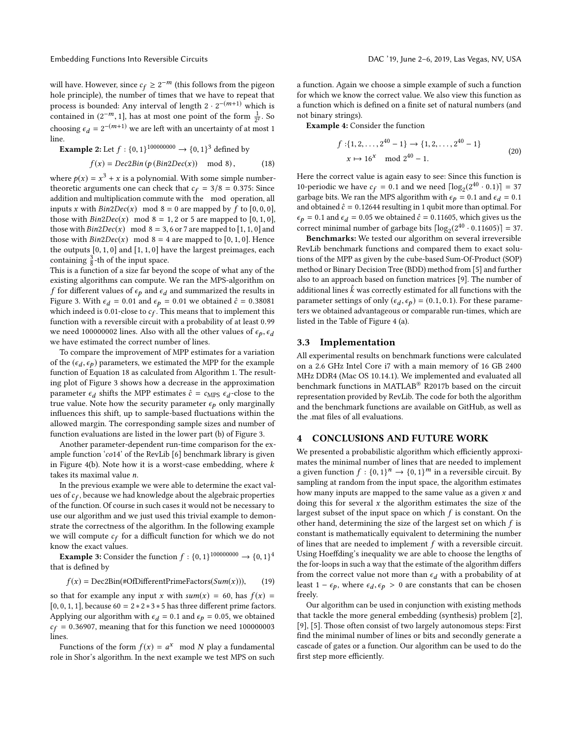will have. However, since $c_f \geq 2^{-m}$ (this follows from the pigeon hole principle), the number of times that we have to repeat that process is bounded: Any interval of length $2 \cdot 2^{-(m+1)}$ which is contained in $(2^{-m}, 1]$, has at most one point of the form $\frac{1}{2^t}$. So choosing $\epsilon_d = 2^{-(m+1)}$ we are left with an uncertainty of at most 1 line.

**Example 2:** Let $f : \{0,1\}^{100000000} \to \{0,1\}^3$ defined by

$$f(x) = Dec2Bin\left(p\left(Bin2Dec(x)\right) \mod 8\right), \tag{18}$$

where $p(x) = x^3 + x$ is a polynomial. With some simple number-theoretic arguments one can check that $c_f = 3/8 = 0.375$: Since addition and multiplication commute with the mod operation, all inputs $x$ with $Bin2Dec(x) \mod 8 = 0$ are mapped by $f$ to $[0,0,0]$, those with $Bin2Dec(x) \mod 8 = 1, 2$ or 5 are mapped to $[0,1,0]$, those with $Bin2Dec(x) \mod 8 = 3, 6$ or 7 are mapped to $[1,1,0]$ and those with $Bin2Dec(x) \mod 8 = 4$ are mapped to $[0,1,0]$. Hence the outputs $[0,1,0]$ and $[1,1,0]$ have the largest preimages, each containing $\frac{3}{8}$-th of the input space.

This is a function of a size far beyond the scope of what any of the existing algorithms can compute. We ran the MPS-algorithm on $f$ for different values of $\epsilon_p$ and $\epsilon_d$ and summarized the results in Figure 3. With $\epsilon_d = 0.01$ and $\epsilon_p = 0.01$ we obtained $\hat{c} = 0.38081$ which indeed is 0.01-close to $c_f$. This means that to implement this function with a reversible circuit with a probability of at least 0.99 we need 100000002 lines. Also with all the other values of $\epsilon_p, \epsilon_d$ we have estimated the correct number of lines.

To compare the improvement of MPP estimates for a variation of the $(\epsilon_d, \epsilon_p)$ parameters, we estimated the MPP for the example function of Equation 18 as calculated from Algorithm 1. The resulting plot of Figure 3 shows how a decrease in the approximation parameter $\epsilon_d$ shifts the MPP estimates $\hat{c} = c_{\text{MPS}}$ $\epsilon_d$-close to the true value. Note how the security parameter $\epsilon_p$ only marginally influences this shift, up to sample-based fluctuations within the allowed margin. The corresponding sample sizes and number of function evaluations are listed in the lower part (b) of Figure 3.

Another parameter-dependent run-time comparison for the example function '*co*14' of the RevLib [6] benchmark library is given in Figure 4(b). Note how it is a worst-case embedding, where $k$ takes its maximal value $n$.

In the previous example we were able to determine the exact values of $c_f$, because we had knowledge about the algebraic properties of the function. Of course in such cases it would not be necessary to use our algorithm and we just used this trivial example to demonstrate the correctness of the algorithm. In the following example we will compute $c_f$ for a difficult function for which we do not know the exact values.

**Example 3:** Consider the function $f : \{0,1\}^{100000000} \to \{0,1\}^4$ that is defined by

$$f(x) = \text{Dec2Bin}(\#\text{OfDifferentPrimeFactors}(Sum(x))), \tag{19}$$

so that for example any input $x$ with $sum(x) = 60$, has $f(x) = [0,0,1,1]$, because $60 = 2*2*3*5$ has three different prime factors. Applying our algorithm with $\epsilon_d = 0.1$ and $\epsilon_p = 0.05$, we obtained $c_f = 0.36907$, meaning that for this function we need 100000003 lines.

Functions of the form $f(x) = a^x \mod N$ play a fundamental role in Shor's algorithm. In the next example we test MPS on such a function. Again we choose a simple example of such a function for which we know the correct value. We also view this function as a function which is defined on a finite set of natural numbers (and not binary strings).

**Example 4:** Consider the function

$$\begin{aligned} f :& \{1, 2, \ldots, 2^{40} - 1\} \to \{1, 2, \ldots, 2^{40} - 1\} \\ & x \mapsto 16^x \mod 2^{40} - 1. \end{aligned} \tag{20}$$

Here the correct value is again easy to see: Since this function is 10-periodic we have $c_f = 0.1$ and we need $\lceil \log_2(2^{40} \cdot 0.1) \rceil = 37$ garbage bits. We ran the MPS algorithm with $\epsilon_p = 0.1$ and $\epsilon_d = 0.1$ and obtained $\hat{c} = 0.12644$ resulting in 1 qubit more than optimal. For $\epsilon_p = 0.1$ and $\epsilon_d = 0.05$ we obtained $\hat{c} = 0.11605$, which gives us the correct minimal number of garbage bits $\lceil \log_2(2^{40} \cdot 0.11605) \rceil = 37$.

**Benchmarks:** We tested our algorithm on several irreversible RevLib benchmark functions and compared them to exact solutions of the MPP as given by the cube-based Sum-Of-Product (SOP) method or Binary Decision Tree (BDD) method from [5] and further also to an approach based on function matrices [9]. The number of additional lines $\hat{k}$ was correctly estimated for all functions with the parameter settings of only $(\epsilon_d, \epsilon_p) = (0.1, 0.1)$. For these parameters we obtained advantageous or comparable run-times, which are listed in the Table of Figure 4 (a).

### 3.3 Implementation

All experimental results on benchmark functions were calculated on a 2.6 GHz Intel Core i7 with a main memory of 16 GB 2400 MHz DDR4 (Mac OS 10.14.1). We implemented and evaluated all benchmark functions in MATLAB® R2017b based on the circuit representation provided by RevLib. The code for both the algorithm and the benchmark functions are available on GitHub, as well as the .mat files of all evaluations.

## 4 CONCLUSIONS AND FUTURE WORK

We presented a probabilistic algorithm which efficiently approximates the minimal number of lines that are needed to implement a given function $f : \{0,1\}^n \to \{0,1\}^m$ in a reversible circuit. By sampling at random from the input space, the algorithm estimates how many inputs are mapped to the same value as a given $x$ and doing this for several $x$ the algorithm estimates the size of the largest subset of the input space on which $f$ is constant. On the other hand, determining the size of the largest set on which $f$ is constant is mathematically equivalent to determining the number of lines that are needed to implement $f$ with a reversible circuit. Using Hoeffding's inequality we are able to choose the lengths of the for-loops in such a way that the estimate of the algorithm differs from the correct value not more than $\epsilon_d$ with a probability of at least $1 - \epsilon_p$, where $\epsilon_d, \epsilon_p > 0$ are constants that can be chosen freely.

Our algorithm can be used in conjunction with existing methods that tackle the more general embedding (synthesis) problem [2], [9], [5]. Those often consist of two largely autonomous steps: First find the minimal number of lines or bits and secondly generate a cascade of gates or a function. Our algorithm can be used to do the first step more efficiently.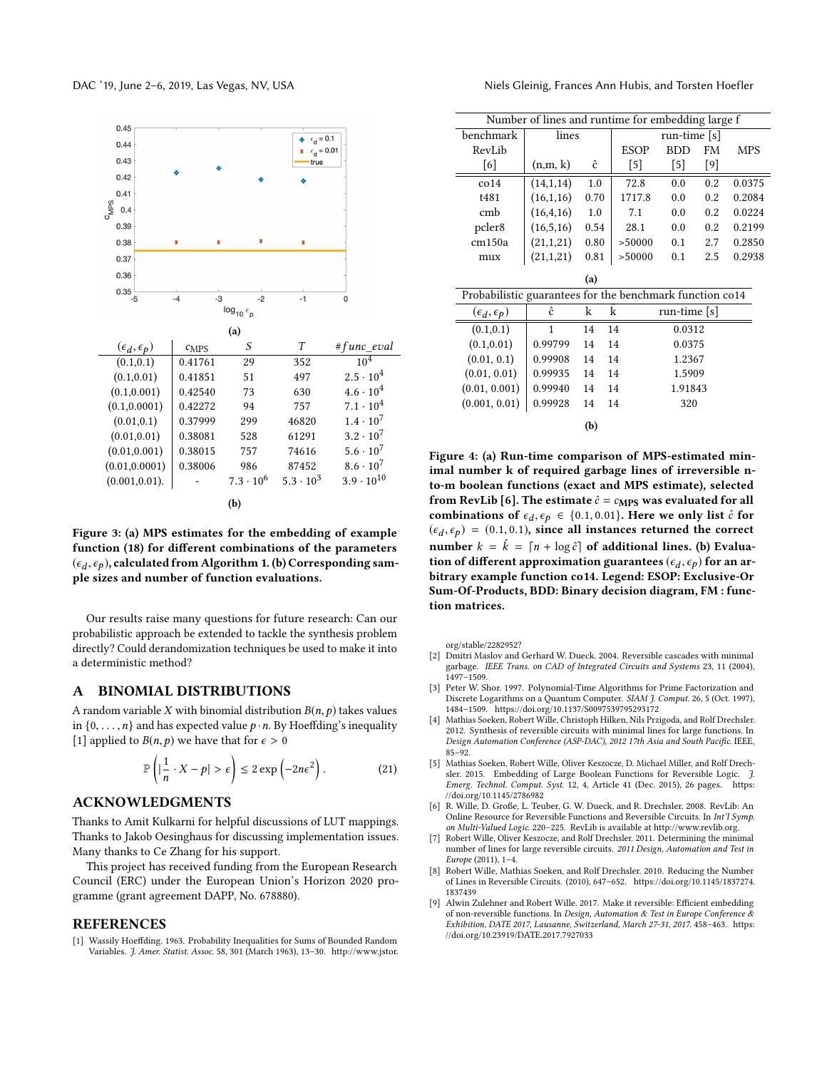0.45
0.44
0.43
0.42
0.41
0.4
0.39
0.38
0.37
0.36
0.35
-5 -4 -3 -2 -1 0
$c_{MPS}$
$\log_{10} \epsilon_p$
$\epsilon_d = 0.1$
$\epsilon_d = 0.01$
true

(a)

| $(\epsilon_d, \epsilon_p)$ | $c_{MPS}$ | $S$ | $T$ | $\#func\_eval$ |
|---|---|---|---|---|
| (0.1,0.1) | 0.41761 | 29 | 352 | $10^4$ |
| (0.1,0.01) | 0.41851 | 51 | 497 | $2.5 \cdot 10^4$ |
| (0.1,0.001) | 0.42540 | 73 | 630 | $4.6 \cdot 10^4$ |
| (0.1,0.0001) | 0.42272 | 94 | 757 | $7.1 \cdot 10^4$ |
| (0.01,0.1) | 0.37999 | 299 | 46820 | $1.4 \cdot 10^7$ |
| (0.01,0.01) | 0.38081 | 528 | 61291 | $3.2 \cdot 10^7$ |
| (0.01,0.001) | 0.38015 | 757 | 74616 | $5.6 \cdot 10^7$ |
| (0.01,0.0001) | 0.38006 | 986 | 87452 | $8.6 \cdot 10^7$ |
| (0.001,0.01). | - | $7.3 \cdot 10^6$ | $5.3 \cdot 10^3$ | $3.9 \cdot 10^{10}$ |

(b)

**Figure 3: (a) MPS estimates for the embedding of example function (18) for different combinations of the parameters $(\epsilon_d, \epsilon_p)$, calculated from Algorithm 1. (b) Corresponding sample sizes and number of function evaluations.**

Our results raise many questions for future research: Can our probabilistic approach be extended to tackle the synthesis problem directly? Could derandomization techniques be used to make it into a deterministic method?

## A BINOMIAL DISTRIBUTIONS

A random variable $X$ with binomial distribution $B(n, p)$ takes values in $\{0, \ldots, n\}$ and has expected value $p \cdot n$. By Hoeffding's inequality [1] applied to $B(n, p)$ we have that for $\epsilon > 0$

$$\mathbb{P}\left(\left|\frac{1}{n} \cdot X - p\right| > \epsilon\right) \leq 2\exp\left(-2n\epsilon^2\right). \tag{21}$$

## ACKNOWLEDGMENTS

Thanks to Amit Kulkarni for helpful discussions of LUT mappings. Thanks to Jakob Oesinghaus for discussing implementation issues. Many thanks to Ce Zhang for his support.

This project has received funding from the European Research Council (ERC) under the European Union's Horizon 2020 programme (grant agreement DAPP, No. 678880).

| Number of lines and runtime for embedding large f | | | | | | |
|---|---|---|---|---|---|---|
| benchmark | lines | | run-time [s] | | | |
| RevLib [6] | (n,m, k) | ĉ | ESOP [5] | BDD [5] | FM [9] | MPS |
| co14 | (14,1,14) | 1.0 | 72.8 | 0.0 | 0.2 | 0.0375 |
| t481 | (16,1,16) | 0.70 | 1717.8 | 0.0 | 0.2 | 0.2084 |
| cmb | (16,4,16) | 1.0 | 7.1 | 0.0 | 0.2 | 0.0224 |
| pcler8 | (16,5,16) | 0.54 | 28.1 | 0.0 | 0.2 | 0.2199 |
| cm150a | (21,1,21) | 0.80 | >50000 | 0.1 | 2.7 | 0.2850 |
| mux | (21,1,21) | 0.81 | >50000 | 0.1 | 2.5 | 0.2938 |

(a)

| Probabilistic guarantees for the benchmark function co14 | | | | |
|---|---|---|---|---|
| $(\epsilon_d, \epsilon_p)$ | ĉ | k | k̂ | run-time [s] |
| (0.1,0.1) | 1 | 14 | 14 | 0.0312 |
| (0.1,0.01) | 0.99799 | 14 | 14 | 0.0375 |
| (0.01, 0.1) | 0.99908 | 14 | 14 | 1.2367 |
| (0.01, 0.01) | 0.99935 | 14 | 14 | 1.5909 |
| (0.01, 0.001) | 0.99940 | 14 | 14 | 1.91843 |
| (0.001, 0.01) | 0.99928 | 14 | 14 | 320 |

(b)

**Figure 4: (a) Run-time comparison of MPS-estimated minimal number k of required garbage lines of irreversible n-to-m boolean functions (exact and MPS estimate), selected from RevLib [6]. The estimate $\hat{c} = c_{MPS}$ was evaluated for all combinations of $\epsilon_d, \epsilon_p \in \{0.1, 0.01\}$. Here we only list $\hat{c}$ for $(\epsilon_d, \epsilon_p) = (0.1, 0.1)$, since all instances returned the correct number $k = \hat{k} = \lceil n + \log \hat{c} \rceil$ of additional lines. (b) Evaluation of different approximation guarantees $(\epsilon_d, \epsilon_p)$ for an arbitrary example function co14. Legend: ESOP: Exclusive-Or Sum-Of-Products, BDD: Binary decision diagram, FM : function matrices.**

## REFERENCES

[1] Wassily Hoeffding. 1963. Probability Inequalities for Sums of Bounded Random Variables. *J. Amer. Statist. Assoc.* 58, 301 (March 1963), 13–30. http://www.jstor.org/stable/2282952?

[2] Dmitri Maslov and Gerhard W. Dueck. 2004. Reversible cascades with minimal garbage. *IEEE Trans. on CAD of Integrated Circuits and Systems* 23, 11 (2004), 1497–1509.

[3] Peter W. Shor. 1997. Polynomial-Time Algorithms for Prime Factorization and Discrete Logarithms on a Quantum Computer. *SIAM J. Comput.* 26, 5 (Oct. 1997), 1484–1509. https://doi.org/10.1137/S0097539795293172

[4] Mathias Soeken, Robert Wille, Christoph Hilken, Nils Przigoda, and Rolf Drechsler. 2012. Synthesis of reversible circuits with minimal lines for large functions. In *Design Automation Conference (ASP-DAC), 2012 17th Asia and South Pacific*. IEEE, 85–92.

[5] Mathias Soeken, Robert Wille, Oliver Keszocze, D. Michael Miller, and Rolf Drechsler. 2015. Embedding of Large Boolean Functions for Reversible Logic. *J. Emerg. Technol. Comput. Syst.* 12, 4, Article 41 (Dec. 2015), 26 pages. https://doi.org/10.1145/2786982

[6] R. Wille, D. Große, L. Teuber, G. W. Dueck, and R. Drechsler. 2008. RevLib: An Online Resource for Reversible Functions and Reversible Circuits. In *Int'l Symp. on Multi-Valued Logic*. 220–225. RevLib is available at http://www.revlib.org.

[7] Robert Wille, Oliver Keszocze, and Rolf Drechsler. 2011. Determining the minimal number of lines for large reversible circuits. *2011 Design, Automation and Test in Europe* (2011), 1–4.

[8] Robert Wille, Mathias Soeken, and Rolf Drechsler. 2010. Reducing the Number of Lines in Reversible Circuits. (2010), 647–652. https://doi.org/10.1145/1837274.1837439

[9] Alwin Zulehner and Robert Wille. 2017. Make it reversible: Efficient embedding of non-reversible functions. In *Design, Automation & Test in Europe Conference & Exhibition, DATE 2017, Lausanne, Switzerland, March 27-31, 2017*. 458–463. https://doi.org/10.23919/DATE.2017.7927033